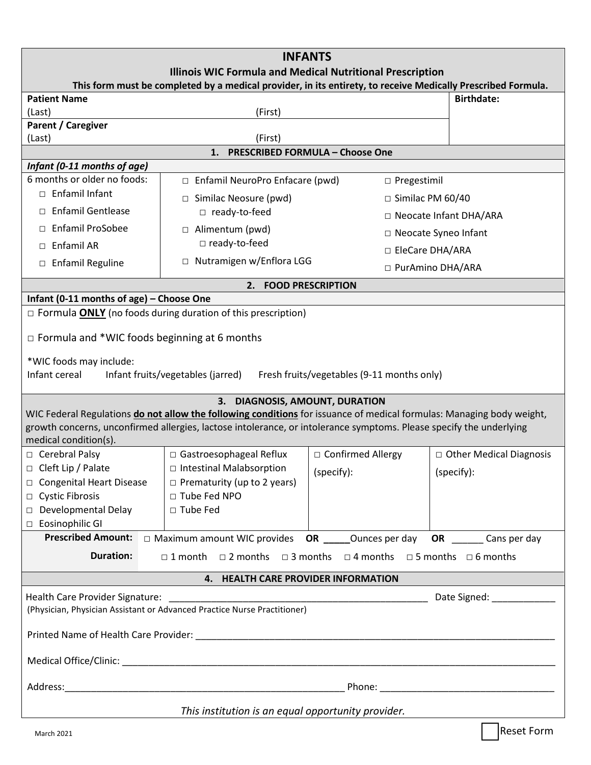# INFANTS

## Illinois WIC Formula and Medical Nutritional Prescription

**This form must be completed by a medical provider, in its entirety, to receive Medically Prescribed Formula.**

| **Patient Name** | | **Birthdate:** |
|---|---|---|
| (Last) | (First) | |
| **Parent / Caregiver** | | |
| (Last) | (First) | |

### 1. PRESCRIBED FORMULA – Choose One

***Infant (0-11 months of age)***

| 6 months or older no foods: | | |
|---|---|---|
| □ Enfamil Infant | □ Enfamil NeuroPro Enfacare (pwd) | □ Pregestimil |
| □ Enfamil Gentlease | □ Similac Neosure (pwd) □ ready-to-feed | □ Similac PM 60/40 |
| □ Enfamil ProSobee | □ Alimentum (pwd) □ ready-to-feed | □ Neocate Infant DHA/ARA |
| □ Enfamil AR | □ Nutramigen w/Enflora LGG | □ Neocate Syneo Infant |
| □ Enfamil Reguline | | □ EleCare DHA/ARA |
| | | □ PurAmino DHA/ARA |

### 2. FOOD PRESCRIPTION

**Infant (0-11 months of age) – Choose One**

□ Formula **ONLY** (no foods during duration of this prescription)

□ Formula and *WIC foods beginning at 6 months

*WIC foods may include:
Infant cereal    Infant fruits/vegetables (jarred)    Fresh fruits/vegetables (9-11 months only)

### 3. DIAGNOSIS, AMOUNT, DURATION

WIC Federal Regulations **do not allow the following conditions** for issuance of medical formulas: Managing body weight, growth concerns, unconfirmed allergies, lactose intolerance, or intolerance symptoms. Please specify the underlying medical condition(s).

| | | | |
|---|---|---|---|
| □ Cerebral Palsy | □ Gastroesophageal Reflux | □ Confirmed Allergy (specify): | □ Other Medical Diagnosis (specify): |
| □ Cleft Lip / Palate | □ Intestinal Malabsorption | | |
| □ Congenital Heart Disease | □ Prematurity (up to 2 years) | | |
| □ Cystic Fibrosis | □ Tube Fed NPO | | |
| □ Developmental Delay | □ Tube Fed | | |
| □ Eosinophilic GI | | | |

**Prescribed Amount:** □ Maximum amount WIC provides **OR** _____Ounces per day **OR** ______ Cans per day

**Duration:** □ 1 month □ 2 months □ 3 months □ 4 months □ 5 months □ 6 months

### 4. HEALTH CARE PROVIDER INFORMATION

Health Care Provider Signature: ______________________________________________ Date Signed: ____________
(Physician, Physician Assistant or Advanced Practice Nurse Practitioner)

Printed Name of Health Care Provider: ______________________________________________________________

Medical Office/Clinic: _______________________________________________________________________

Address:_______________________________________________ Phone: _______________________________

*This institution is an equal opportunity provider.*

March 2021

Reset Form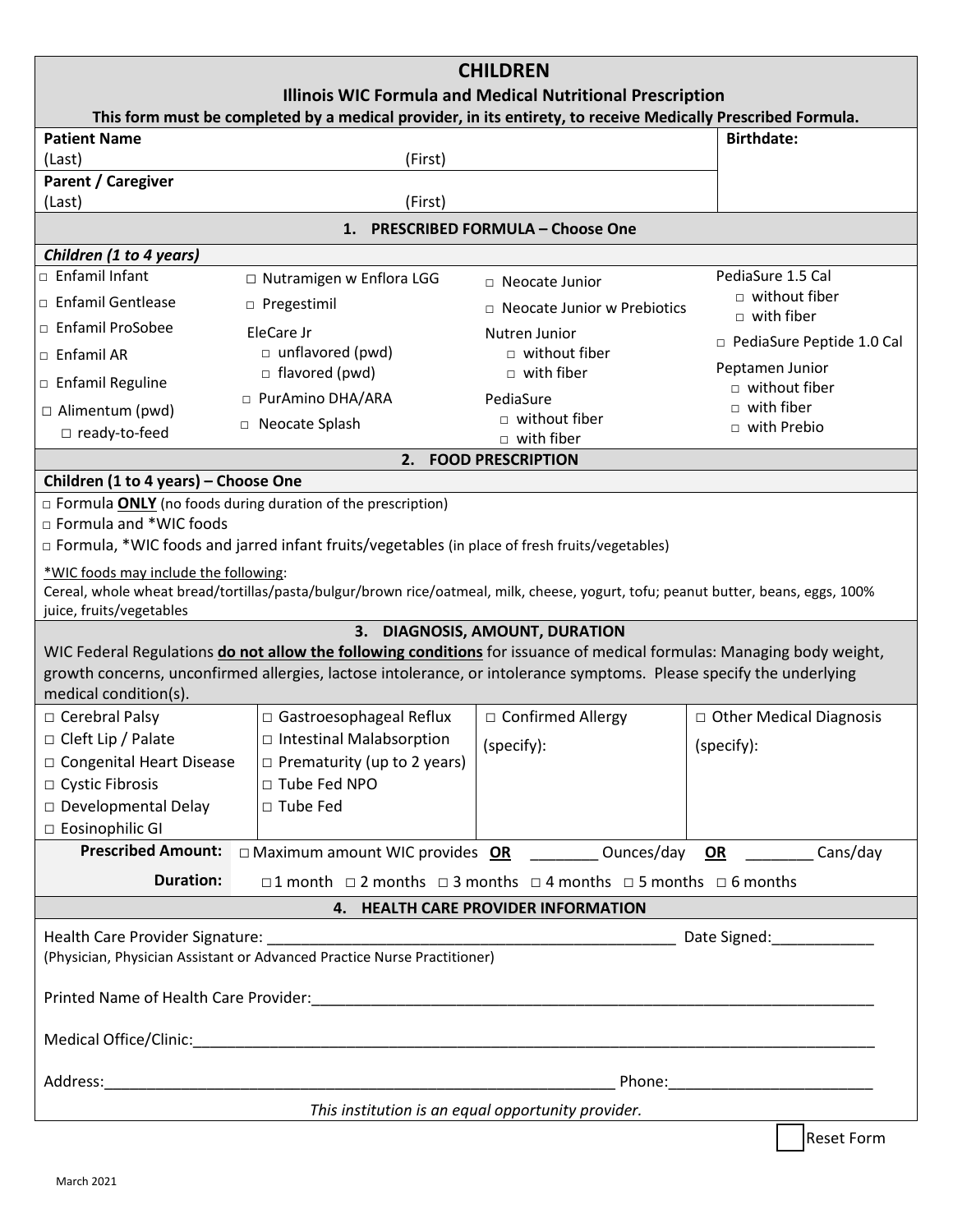# CHILDREN

## Illinois WIC Formula and Medical Nutritional Prescription

**This form must be completed by a medical provider, in its entirety, to receive Medically Prescribed Formula.**

| | | |
|---|---|---|
| **Patient Name** (Last) | (First) | **Birthdate:** |
| **Parent / Caregiver** (Last) | (First) | |

### 1. PRESCRIBED FORMULA – Choose One

*Children (1 to 4 years)*

| | | | |
|---|---|---|---|
| □ Enfamil Infant | □ Nutramigen w Enflora LGG | □ Neocate Junior | PediaSure 1.5 Cal<br>□ without fiber<br>□ with fiber |
| □ Enfamil Gentlease | □ Pregestimil | □ Neocate Junior w Prebiotics | □ PediaSure Peptide 1.0 Cal |
| □ Enfamil ProSobee | EleCare Jr<br>□ unflavored (pwd)<br>□ flavored (pwd) | Nutren Junior<br>□ without fiber<br>□ with fiber | Peptamen Junior<br>□ without fiber<br>□ with fiber<br>□ with Prebio |
| □ Enfamil AR | □ PurAmino DHA/ARA | PediaSure<br>□ without fiber<br>□ with fiber | |
| □ Enfamil Reguline | □ Neocate Splash | | |
| □ Alimentum (pwd)<br>□ ready-to-feed | | | |

### 2. FOOD PRESCRIPTION

**Children (1 to 4 years) – Choose One**

□ Formula **ONLY** (no foods during duration of the prescription)
□ Formula and *WIC foods
□ Formula, *WIC foods and jarred infant fruits/vegetables (in place of fresh fruits/vegetables)

*WIC foods may include the following:
Cereal, whole wheat bread/tortillas/pasta/bulgur/brown rice/oatmeal, milk, cheese, yogurt, tofu; peanut butter, beans, eggs, 100% juice, fruits/vegetables

### 3. DIAGNOSIS, AMOUNT, DURATION

WIC Federal Regulations **do not allow the following conditions** for issuance of medical formulas: Managing body weight, growth concerns, unconfirmed allergies, lactose intolerance, or intolerance symptoms. Please specify the underlying medical condition(s).

| | | | |
|---|---|---|---|
| □ Cerebral Palsy | □ Gastroesophageal Reflux | □ Confirmed Allergy<br>(specify): | □ Other Medical Diagnosis<br>(specify): |
| □ Cleft Lip / Palate | □ Intestinal Malabsorption | | |
| □ Congenital Heart Disease | □ Prematurity (up to 2 years) | | |
| □ Cystic Fibrosis | □ Tube Fed NPO | | |
| □ Developmental Delay | □ Tube Fed | | |
| □ Eosinophilic GI | | | |

**Prescribed Amount:** □ Maximum amount WIC provides **OR** ________ Ounces/day **OR** ________ Cans/day

**Duration:** □ 1 month □ 2 months □ 3 months □ 4 months □ 5 months □ 6 months

### 4. HEALTH CARE PROVIDER INFORMATION

Health Care Provider Signature: ______________________________ Date Signed:____________
(Physician, Physician Assistant or Advanced Practice Nurse Practitioner)

Printed Name of Health Care Provider:______________________________

Medical Office/Clinic:______________________________

Address:______________________________ Phone:______________________

*This institution is an equal opportunity provider.*

Reset Form

March 2021